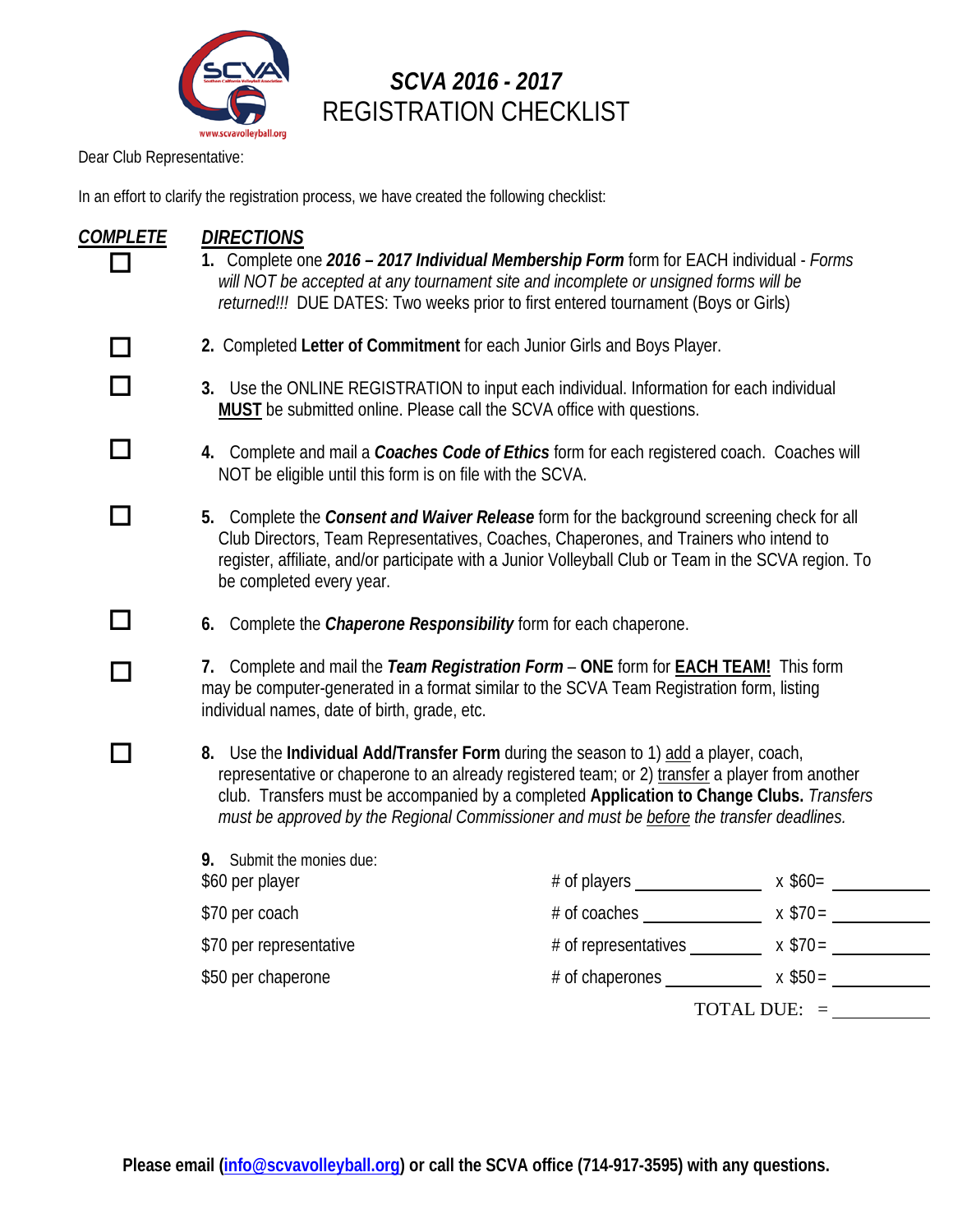# *SCVA 2016 - 2017*
# REGISTRATION CHECKLIST

Dear Club Representative:

In an effort to clarify the registration process, we have created the following checklist:

| ***COMPLETE*** | ***DIRECTIONS*** |
|---|---|
| ☐ | **1.** Complete one ***2016 – 2017 Individual Membership Form*** form for EACH individual - *Forms will NOT be accepted at any tournament site and incomplete or unsigned forms will be returned!!!* DUE DATES: Two weeks prior to first entered tournament (Boys or Girls) |
| ☐ | **2.** Completed **Letter of Commitment** for each Junior Girls and Boys Player. |
| ☐ | **3.** Use the ONLINE REGISTRATION to input each individual. Information for each individual **MUST** be submitted online. Please call the SCVA office with questions. |
| ☐ | **4.** Complete and mail a ***Coaches Code of Ethics*** form for each registered coach. Coaches will NOT be eligible until this form is on file with the SCVA. |
| ☐ | **5.** Complete the ***Consent and Waiver Release*** form for the background screening check for all Club Directors, Team Representatives, Coaches, Chaperones, and Trainers who intend to register, affiliate, and/or participate with a Junior Volleyball Club or Team in the SCVA region. To be completed every year. |
| ☐ | **6.** Complete the ***Chaperone Responsibility*** form for each chaperone. |
| ☐ | **7.** Complete and mail the ***Team Registration Form*** – **ONE** form for **EACH TEAM!** This form may be computer-generated in a format similar to the SCVA Team Registration form, listing individual names, date of birth, grade, etc. |
| ☐ | **8.** Use the **Individual Add/Transfer Form** during the season to 1) add a player, coach, representative or chaperone to an already registered team; or 2) transfer a player from another club. Transfers must be accompanied by a completed **Application to Change Clubs.** *Transfers must be approved by the Regional Commissioner and must be before the transfer deadlines.* |

**9.** Submit the monies due:

| | | | |
|---|---|---|---|
| $60 per player | # of players ________ | x $60= | ________ |
| $70 per coach | # of coaches ________ | x $70= | ________ |
| $70 per representative | # of representatives ________ | x $70= | ________ |
| $50 per chaperone | # of chaperones ________ | x $50= | ________ |
| | | TOTAL DUE: = | ________ |

**Please email (info@scvavolleyball.org) or call the SCVA office (714-917-3595) with any questions.**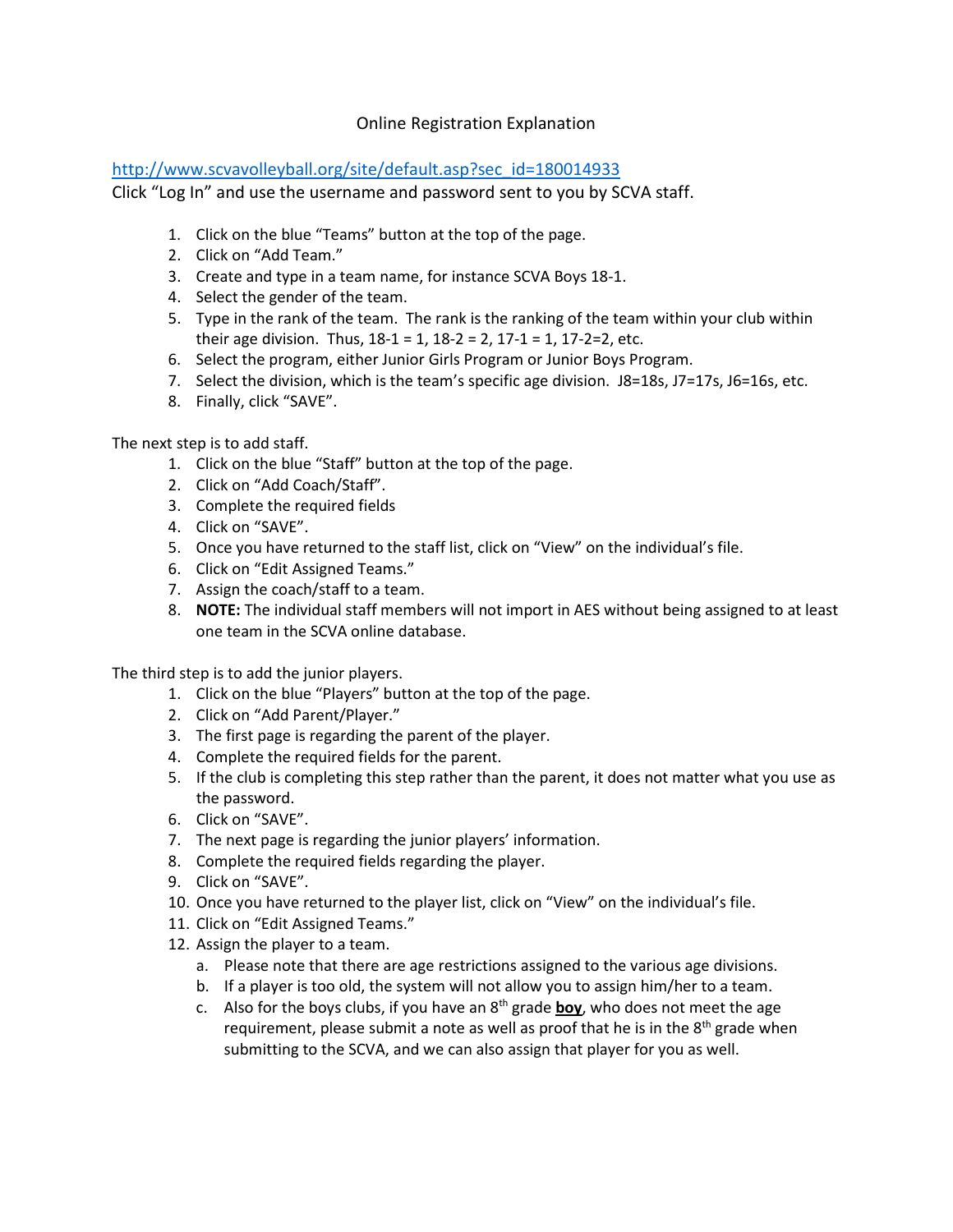# Online Registration Explanation

http://www.scvavolleyball.org/site/default.asp?sec_id=180014933

Click "Log In" and use the username and password sent to you by SCVA staff.

1. Click on the blue "Teams" button at the top of the page.
2. Click on "Add Team."
3. Create and type in a team name, for instance SCVA Boys 18-1.
4. Select the gender of the team.
5. Type in the rank of the team. The rank is the ranking of the team within your club within their age division. Thus, 18-1 = 1, 18-2 = 2, 17-1 = 1, 17-2=2, etc.
6. Select the program, either Junior Girls Program or Junior Boys Program.
7. Select the division, which is the team's specific age division. J8=18s, J7=17s, J6=16s, etc.
8. Finally, click "SAVE".

The next step is to add staff.

1. Click on the blue "Staff" button at the top of the page.
2. Click on "Add Coach/Staff".
3. Complete the required fields
4. Click on "SAVE".
5. Once you have returned to the staff list, click on "View" on the individual's file.
6. Click on "Edit Assigned Teams."
7. Assign the coach/staff to a team.
8. **NOTE:** The individual staff members will not import in AES without being assigned to at least one team in the SCVA online database.

The third step is to add the junior players.

1. Click on the blue "Players" button at the top of the page.
2. Click on "Add Parent/Player."
3. The first page is regarding the parent of the player.
4. Complete the required fields for the parent.
5. If the club is completing this step rather than the parent, it does not matter what you use as the password.
6. Click on "SAVE".
7. The next page is regarding the junior players' information.
8. Complete the required fields regarding the player.
9. Click on "SAVE".
10. Once you have returned to the player list, click on "View" on the individual's file.
11. Click on "Edit Assigned Teams."
12. Assign the player to a team.
    a. Please note that there are age restrictions assigned to the various age divisions.
    b. If a player is too old, the system will not allow you to assign him/her to a team.
    c. Also for the boys clubs, if you have an 8th grade **boy**, who does not meet the age requirement, please submit a note as well as proof that he is in the 8th grade when submitting to the SCVA, and we can also assign that player for you as well.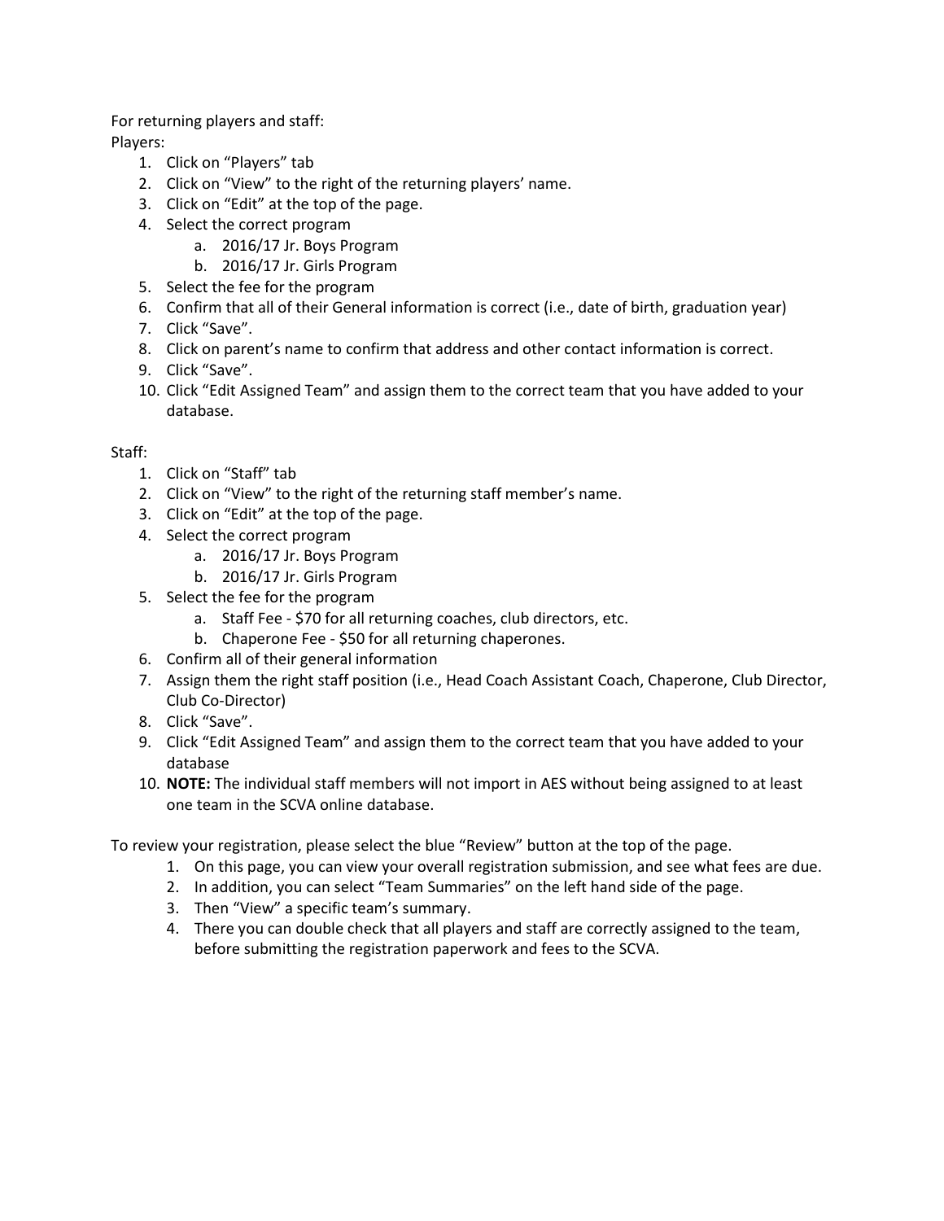For returning players and staff:

Players:

1. Click on "Players" tab
2. Click on "View" to the right of the returning players' name.
3. Click on "Edit" at the top of the page.
4. Select the correct program
   a. 2016/17 Jr. Boys Program
   b. 2016/17 Jr. Girls Program
5. Select the fee for the program
6. Confirm that all of their General information is correct (i.e., date of birth, graduation year)
7. Click "Save".
8. Click on parent's name to confirm that address and other contact information is correct.
9. Click "Save".
10. Click "Edit Assigned Team" and assign them to the correct team that you have added to your database.

Staff:

1. Click on "Staff" tab
2. Click on "View" to the right of the returning staff member's name.
3. Click on "Edit" at the top of the page.
4. Select the correct program
   a. 2016/17 Jr. Boys Program
   b. 2016/17 Jr. Girls Program
5. Select the fee for the program
   a. Staff Fee - $70 for all returning coaches, club directors, etc.
   b. Chaperone Fee - $50 for all returning chaperones.
6. Confirm all of their general information
7. Assign them the right staff position (i.e., Head Coach Assistant Coach, Chaperone, Club Director, Club Co-Director)
8. Click "Save".
9. Click "Edit Assigned Team" and assign them to the correct team that you have added to your database
10. **NOTE:** The individual staff members will not import in AES without being assigned to at least one team in the SCVA online database.

To review your registration, please select the blue "Review" button at the top of the page.

1. On this page, you can view your overall registration submission, and see what fees are due.
2. In addition, you can select "Team Summaries" on the left hand side of the page.
3. Then "View" a specific team's summary.
4. There you can double check that all players and staff are correctly assigned to the team, before submitting the registration paperwork and fees to the SCVA.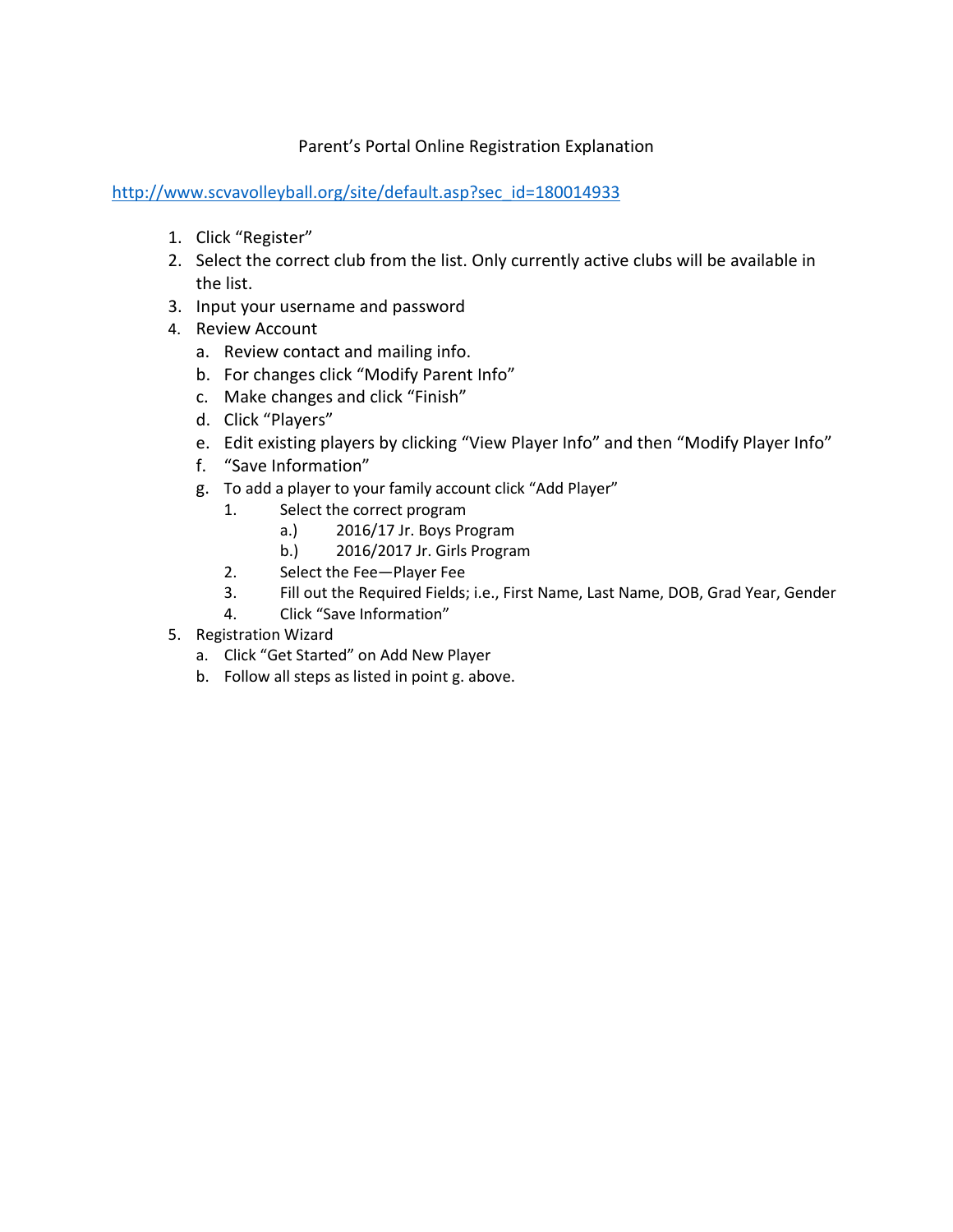Parent's Portal Online Registration Explanation

http://www.scvavolleyball.org/site/default.asp?sec_id=180014933

1. Click "Register"
2. Select the correct club from the list. Only currently active clubs will be available in the list.
3. Input your username and password
4. Review Account
   a. Review contact and mailing info.
   b. For changes click "Modify Parent Info"
   c. Make changes and click "Finish"
   d. Click "Players"
   e. Edit existing players by clicking "View Player Info" and then "Modify Player Info"
   f. "Save Information"
   g. To add a player to your family account click "Add Player"
      1. Select the correct program
         a.) 2016/17 Jr. Boys Program
         b.) 2016/2017 Jr. Girls Program
      2. Select the Fee—Player Fee
      3. Fill out the Required Fields; i.e., First Name, Last Name, DOB, Grad Year, Gender
      4. Click "Save Information"
5. Registration Wizard
   a. Click "Get Started" on Add New Player
   b. Follow all steps as listed in point g. above.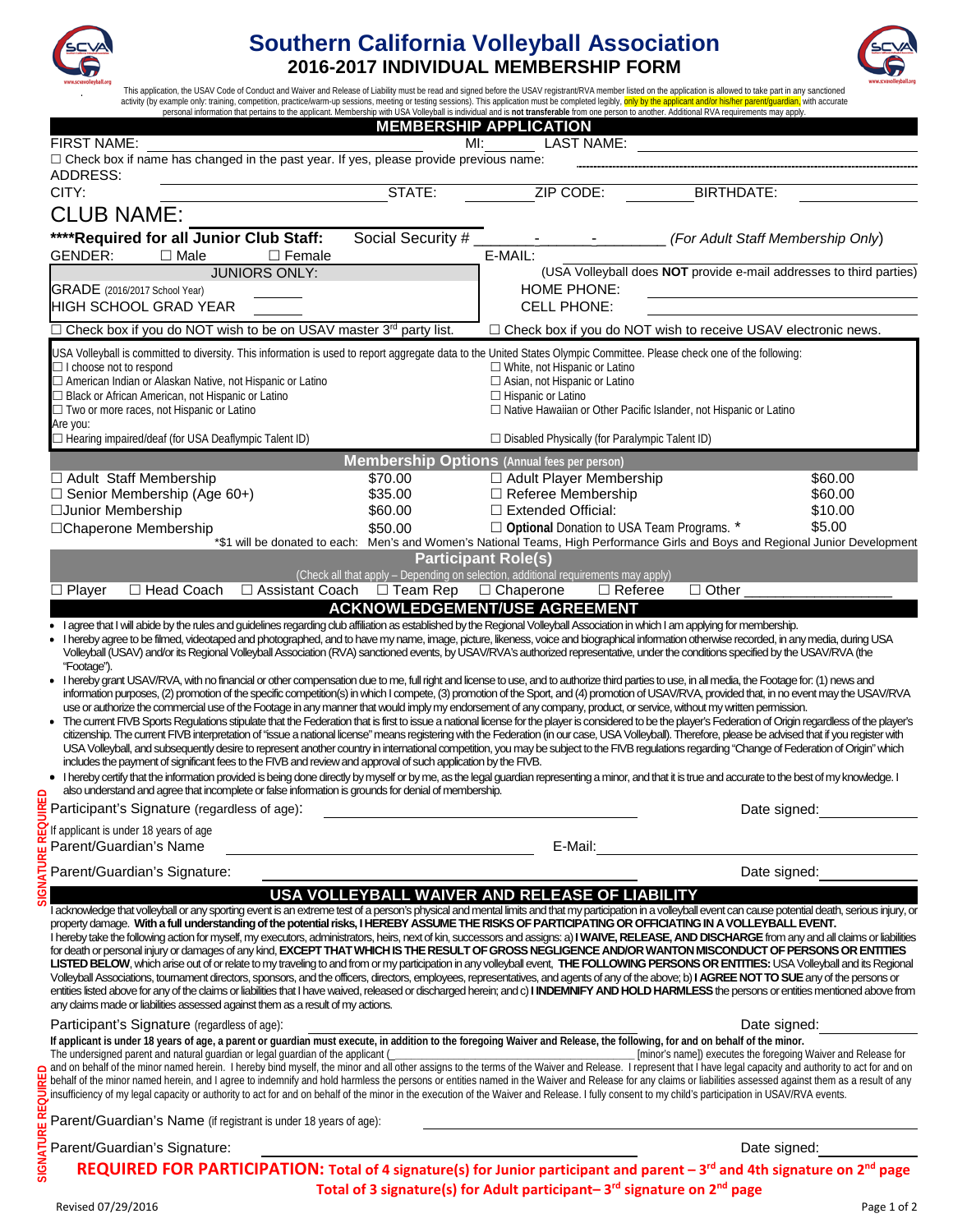# Southern California Volleyball Association

## 2016-2017 INDIVIDUAL MEMBERSHIP FORM

This application, the USAV Code of Conduct and Waiver and Release of Liability must be read and signed before the USAV registrant/RVA member listed on the application is allowed to take part in any sanctioned activity (by example only: training, competition, practice/warm-up sessions, meeting or testing sessions). This application must be completed legibly, only by the applicant and/or his/her parent/guardian, with accurate personal information that pertains to the applicant. Membership with USA Volleyball is individual and is **not transferable** from one person to another. Additional RVA requirements may apply.

## MEMBERSHIP APPLICATION

FIRST NAME: ______________________ MI: ______ LAST NAME: ______________________

☐ Check box if name has changed in the past year. If yes, please provide previous name: ______________________

ADDRESS: ______________________

CITY: ______________________ STATE: ________ ZIP CODE: ________ BIRTHDATE: ________

CLUB NAME: ______________________

**\*\*\*\*Required for all Junior Club Staff:** Social Security # _______-_______-_________ *(For Adult Staff Membership Only)*

GENDER: ☐ Male ☐ Female

E-MAIL: ______________________ (USA Volleyball does **NOT** provide e-mail addresses to third parties)

JUNIORS ONLY:

GRADE (2016/2017 School Year) ________

HIGH SCHOOL GRAD YEAR ________

HOME PHONE: ______________________

CELL PHONE: ______________________

☐ Check box if you do NOT wish to be on USAV master 3rd party list.

☐ Check box if you do NOT wish to receive USAV electronic news.

USA Volleyball is committed to diversity. This information is used to report aggregate data to the United States Olympic Committee. Please check one of the following:

- ☐ I choose not to respond
- ☐ American Indian or Alaskan Native, not Hispanic or Latino
- ☐ Black or African American, not Hispanic or Latino
- ☐ Two or more races, not Hispanic or Latino
- ☐ White, not Hispanic or Latino
- ☐ Asian, not Hispanic or Latino
- ☐ Hispanic or Latino
- ☐ Native Hawaiian or Other Pacific Islander, not Hispanic or Latino

Are you:

- ☐ Hearing impaired/deaf (for USA Deaflympic Talent ID)
- ☐ Disabled Physically (for Paralympic Talent ID)

## Membership Options (Annual fees per person)

| Option | Fee | Option | Fee |
|---|---|---|---|
| ☐ Adult Staff Membership | $70.00 | ☐ Adult Player Membership | $60.00 |
| ☐ Senior Membership (Age 60+) | $35.00 | ☐ Referee Membership | $60.00 |
| ☐ Junior Membership | $60.00 | ☐ Extended Official: | $10.00 |
| ☐ Chaperone Membership | $50.00 | ☐ **Optional** Donation to USA Team Programs. * | $5.00 |

*$1 will be donated to each: Men's and Women's National Teams, High Performance Girls and Boys and Regional Junior Development

## Participant Role(s)

(Check all that apply – Depending on selection, additional requirements may apply)

☐ Player ☐ Head Coach ☐ Assistant Coach ☐ Team Rep ☐ Chaperone ☐ Referee ☐ Other ______________

## ACKNOWLEDGEMENT/USE AGREEMENT

- I agree that I will abide by the rules and guidelines regarding club affiliation as established by the Regional Volleyball Association in which I am applying for membership.
- I hereby agree to be filmed, videotaped and photographed, and to have my name, image, picture, likeness, voice and biographical information otherwise recorded, in any media, during USA Volleyball (USAV) and/or its Regional Volleyball Association (RVA) sanctioned events, by USAV/RVA's authorized representative, under the conditions specified by the USAV/RVA (the "Footage").
- I hereby grant USAV/RVA, with no financial or other compensation due to me, full right and license to use, and to authorize third parties to use, in all media, the Footage for: (1) news and information purposes, (2) promotion of the specific competition(s) in which I compete, (3) promotion of the Sport, and (4) promotion of USAV/RVA, provided that, in no event may the USAV/RVA use or authorize the commercial use of the Footage in any manner that would imply my endorsement of any company, product, or service, without my written permission.
- The current FIVB Sports Regulations stipulate that the Federation that is first to issue a national license for the player is considered to be the player's Federation of Origin regardless of the player's citizenship. The current FIVB interpretation of "issue a national license" means registering with the Federation (in our case, USA Volleyball). Therefore, please be advised that if you register with USA Volleyball, and subsequently desire to represent another country in international competition, you may be subject to the FIVB regulations regarding "Change of Federation of Origin" which includes the payment of significant fees to the FIVB and review and approval of such application by the FIVB.
- I hereby certify that the information provided is being done directly by myself or by me, as the legal guardian representing a minor, and that it is true and accurate to the best of my knowledge. I also understand and agree that incomplete or false information is grounds for denial of membership.

SIGNATURE REQUIRED

Participant's Signature (regardless of age): ______________________ Date signed: __________

If applicant is under 18 years of age

Parent/Guardian's Name ______________________ E-Mail: ______________________

Parent/Guardian's Signature: ______________________ Date signed: __________

## USA VOLLEYBALL WAIVER AND RELEASE OF LIABILITY

I acknowledge that volleyball or any sporting event is an extreme test of a person's physical and mental limits and that my participation in a volleyball event can cause potential death, serious injury, or property damage. **With a full understanding of the potential risks, I HEREBY ASSUME THE RISKS OF PARTICIPATING OR OFFICIATING IN A VOLLEYBALL EVENT.**

I hereby take the following action for myself, my executors, administrators, heirs, next of kin, successors and assigns: a) **I WAIVE, RELEASE, AND DISCHARGE** from any and all claims or liabilities for death or personal injury or damages of any kind, **EXCEPT THAT WHICH IS THE RESULT OF GROSS NEGLIGENCE AND/OR WANTON MISCONDUCT OF PERSONS OR ENTITIES LISTED BELOW**, which arise out of or relate to my traveling to and from or my participation in any volleyball event, **THE FOLLOWING PERSONS OR ENTITIES:** USA Volleyball and its Regional Volleyball Associations, tournament directors, sponsors, and the officers, directors, employees, representatives, and agents of any of the above; b) **I AGREE NOT TO SUE** any of the persons or entities listed above for any of the claims or liabilities that I have waived, released or discharged herein; and c) **I INDEMNIFY AND HOLD HARMLESS** the persons or entities mentioned above from any claims made or liabilities assessed against them as a result of my actions.

Participant's Signature (regardless of age): ______________________ Date signed: __________

**If applicant is under 18 years of age, a parent or guardian must execute, in addition to the foregoing Waiver and Release, the following, for and on behalf of the minor.**

The undersigned parent and natural guardian or legal guardian of the applicant (______________________ [minor's name]) executes the foregoing Waiver and Release for and on behalf of the minor named herein. I hereby bind myself, the minor and all other assigns to the terms of the Waiver and Release. I represent that I have legal capacity and authority to act for and on behalf of the minor named herein, and I agree to indemnify and hold harmless the persons or entities named in the Waiver and Release for any claims or liabilities assessed against them as a result of any insufficiency of my legal capacity or authority to act for and on behalf of the minor in the execution of the Waiver and Release. I fully consent to my child's participation in USAV/RVA events.

SIGNATURE REQUIRED

Parent/Guardian's Name (if registrant is under 18 years of age): ______________________

Parent/Guardian's Signature: ______________________ Date signed: __________

**REQUIRED FOR PARTICIPATION: Total of 4 signature(s) for Junior participant and parent – 3rd and 4th signature on 2nd page**

**Total of 3 signature(s) for Adult participant– 3rd signature on 2nd page**

Revised 07/29/2016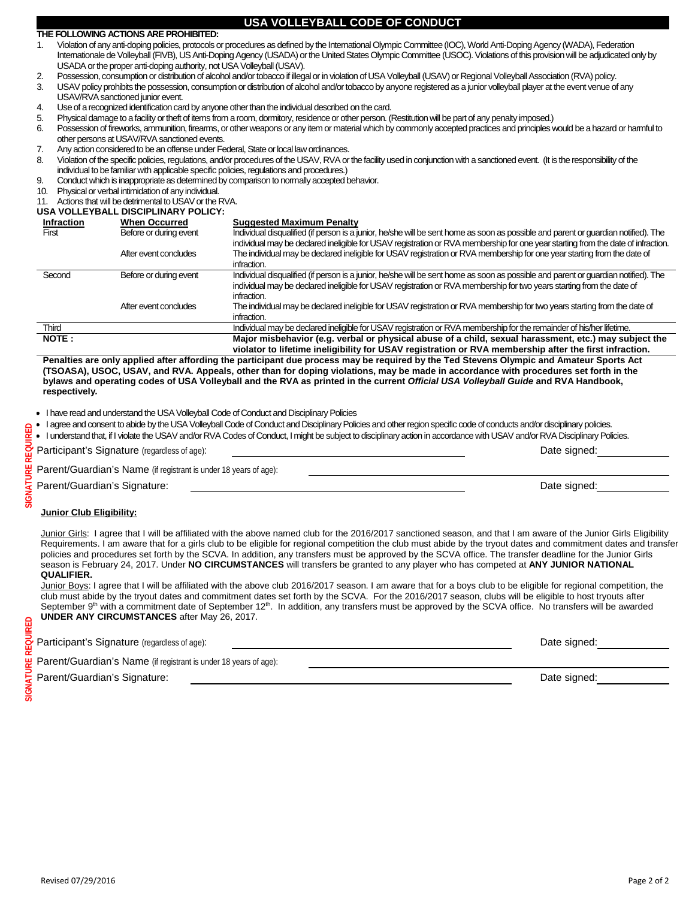# USA VOLLEYBALL CODE OF CONDUCT

**THE FOLLOWING ACTIONS ARE PROHIBITED:**

1. Violation of any anti-doping policies, protocols or procedures as defined by the International Olympic Committee (IOC), World Anti-Doping Agency (WADA), Federation Internationale de Volleyball (FIVB), US Anti-Doping Agency (USADA) or the United States Olympic Committee (USOC). Violations of this provision will be adjudicated only by USADA or the proper anti-doping authority, not USA Volleyball (USAV).
2. Possession, consumption or distribution of alcohol and/or tobacco if illegal or in violation of USA Volleyball (USAV) or Regional Volleyball Association (RVA) policy.
3. USAV policy prohibits the possession, consumption or distribution of alcohol and/or tobacco by anyone registered as a junior volleyball player at the event venue of any USAV/RVA sanctioned junior event.
4. Use of a recognized identification card by anyone other than the individual described on the card.
5. Physical damage to a facility or theft of items from a room, dormitory, residence or other person. (Restitution will be part of any penalty imposed.)
6. Possession of fireworks, ammunition, firearms, or other weapons or any item or material which by commonly accepted practices and principles would be a hazard or harmful to other persons at USAV/RVA sanctioned events.
7. Any action considered to be an offense under Federal, State or local law ordinances.
8. Violation of the specific policies, regulations, and/or procedures of the USAV, RVA or the facility used in conjunction with a sanctioned event. (It is the responsibility of the individual to be familiar with applicable specific policies, regulations and procedures.)
9. Conduct which is inappropriate as determined by comparison to normally accepted behavior.
10. Physical or verbal intimidation of any individual.
11. Actions that will be detrimental to USAV or the RVA.

**USA VOLLEYBALL DISCIPLINARY POLICY:**

| Infraction | When Occurred | Suggested Maximum Penalty |
|---|---|---|
| First | Before or during event | Individual disqualified (if person is a junior, he/she will be sent home as soon as possible and parent or guardian notified). The individual may be declared ineligible for USAV registration or RVA membership for one year starting from the date of infraction. |
| | After event concludes | The individual may be declared ineligible for USAV registration or RVA membership for one year starting from the date of infraction. |
| Second | Before or during event | Individual disqualified (if person is a junior, he/she will be sent home as soon as possible and parent or guardian notified). The individual may be declared ineligible for USAV registration or RVA membership for two years starting from the date of infraction. |
| | After event concludes | The individual may be declared ineligible for USAV registration or RVA membership for two years starting from the date of infraction. |
| Third | | Individual may be declared ineligible for USAV registration or RVA membership for the remainder of his/her lifetime. |
| **NOTE :** | | **Major misbehavior (e.g. verbal or physical abuse of a child, sexual harassment, etc.) may subject the violator to lifetime ineligibility for USAV registration or RVA membership after the first infraction.** |

**Penalties are only applied after affording the participant due process may be required by the Ted Stevens Olympic and Amateur Sports Act (TSOASA), USOC, USAV, and RVA. Appeals, other than for doping violations, may be made in accordance with procedures set forth in the bylaws and operating codes of USA Volleyball and the RVA as printed in the current *Official USA Volleyball Guide* and RVA Handbook, respectively.**

- I have read and understand the USA Volleyball Code of Conduct and Disciplinary Policies
- I agree and consent to abide by the USA Volleyball Code of Conduct and Disciplinary Policies and other region specific code of conducts and/or disciplinary policies.
- I understand that, if I violate the USAV and/or RVA Codes of Conduct, I might be subject to disciplinary action in accordance with USAV and/or RVA Disciplinary Policies.

SIGNATURE REQUIRED

Participant's Signature (regardless of age): ______________________ Date signed: __________

Parent/Guardian's Name (if registrant is under 18 years of age): ______________________

Parent/Guardian's Signature: ______________________ Date signed: __________

**Junior Club Eligibility:**

Junior Girls: I agree that I will be affiliated with the above named club for the 2016/2017 sanctioned season, and that I am aware of the Junior Girls Eligibility Requirements. I am aware that for a girls club to be eligible for regional competition the club must abide by the tryout dates and commitment dates and transfer policies and procedures set forth by the SCVA. In addition, any transfers must be approved by the SCVA office. The transfer deadline for the Junior Girls season is February 24, 2017. Under **NO CIRCUMSTANCES** will transfers be granted to any player who has competed at **ANY JUNIOR NATIONAL QUALIFIER.**

Junior Boys: I agree that I will be affiliated with the above club 2016/2017 season. I am aware that for a boys club to be eligible for regional competition, the club must abide by the tryout dates and commitment dates set forth by the SCVA. For the 2016/2017 season, clubs will be eligible to host tryouts after September 9th with a commitment date of September 12th. In addition, any transfers must be approved by the SCVA office. No transfers will be awarded **UNDER ANY CIRCUMSTANCES** after May 26, 2017.

SIGNATURE REQUIRED

Participant's Signature (regardless of age): ______________________ Date signed: __________

Parent/Guardian's Name (if registrant is under 18 years of age): ______________________

Parent/Guardian's Signature: ______________________ Date signed: __________

Revised 07/29/2016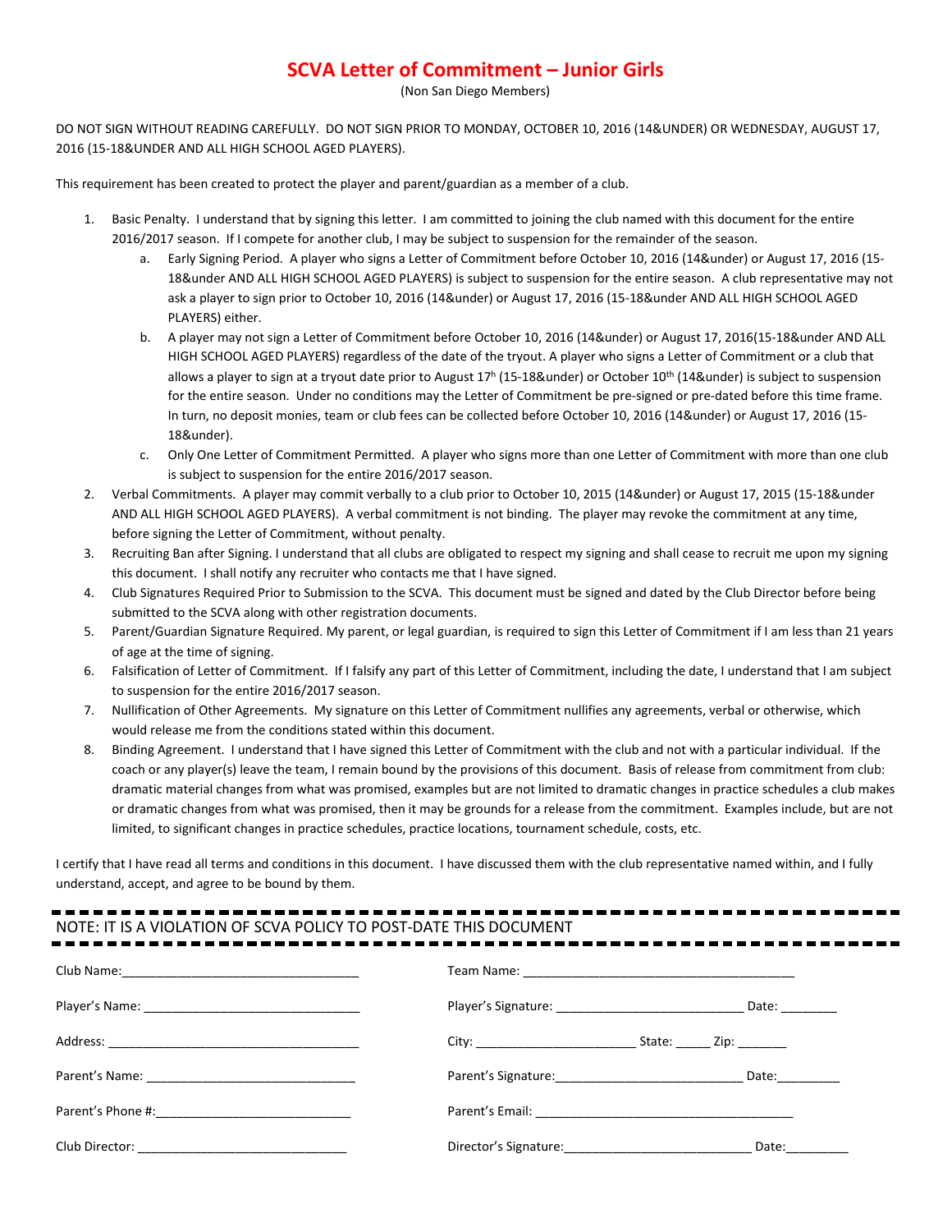# SCVA Letter of Commitment – Junior Girls

(Non San Diego Members)

DO NOT SIGN WITHOUT READING CAREFULLY. DO NOT SIGN PRIOR TO MONDAY, OCTOBER 10, 2016 (14&UNDER) OR WEDNESDAY, AUGUST 17, 2016 (15-18&UNDER AND ALL HIGH SCHOOL AGED PLAYERS).

This requirement has been created to protect the player and parent/guardian as a member of a club.

1. Basic Penalty. I understand that by signing this letter. I am committed to joining the club named with this document for the entire 2016/2017 season. If I compete for another club, I may be subject to suspension for the remainder of the season.
   a. Early Signing Period. A player who signs a Letter of Commitment before October 10, 2016 (14&under) or August 17, 2016 (15-18&under AND ALL HIGH SCHOOL AGED PLAYERS) is subject to suspension for the entire season. A club representative may not ask a player to sign prior to October 10, 2016 (14&under) or August 17, 2016 (15-18&under AND ALL HIGH SCHOOL AGED PLAYERS) either.
   b. A player may not sign a Letter of Commitment before October 10, 2016 (14&under) or August 17, 2016(15-18&under AND ALL HIGH SCHOOL AGED PLAYERS) regardless of the date of the tryout. A player who signs a Letter of Commitment or a club that allows a player to sign at a tryout date prior to August 17h (15-18&under) or October 10th (14&under) is subject to suspension for the entire season. Under no conditions may the Letter of Commitment be pre-signed or pre-dated before this time frame. In turn, no deposit monies, team or club fees can be collected before October 10, 2016 (14&under) or August 17, 2016 (15-18&under).
   c. Only One Letter of Commitment Permitted. A player who signs more than one Letter of Commitment with more than one club is subject to suspension for the entire 2016/2017 season.
2. Verbal Commitments. A player may commit verbally to a club prior to October 10, 2015 (14&under) or August 17, 2015 (15-18&under AND ALL HIGH SCHOOL AGED PLAYERS). A verbal commitment is not binding. The player may revoke the commitment at any time, before signing the Letter of Commitment, without penalty.
3. Recruiting Ban after Signing. I understand that all clubs are obligated to respect my signing and shall cease to recruit me upon my signing this document. I shall notify any recruiter who contacts me that I have signed.
4. Club Signatures Required Prior to Submission to the SCVA. This document must be signed and dated by the Club Director before being submitted to the SCVA along with other registration documents.
5. Parent/Guardian Signature Required. My parent, or legal guardian, is required to sign this Letter of Commitment if I am less than 21 years of age at the time of signing.
6. Falsification of Letter of Commitment. If I falsify any part of this Letter of Commitment, including the date, I understand that I am subject to suspension for the entire 2016/2017 season.
7. Nullification of Other Agreements. My signature on this Letter of Commitment nullifies any agreements, verbal or otherwise, which would release me from the conditions stated within this document.
8. Binding Agreement. I understand that I have signed this Letter of Commitment with the club and not with a particular individual. If the coach or any player(s) leave the team, I remain bound by the provisions of this document. Basis of release from commitment from club: dramatic material changes from what was promised, examples but are not limited to dramatic changes in practice schedules a club makes or dramatic changes from what was promised, then it may be grounds for a release from the commitment. Examples include, but are not limited, to significant changes in practice schedules, practice locations, tournament schedule, costs, etc.

I certify that I have read all terms and conditions in this document. I have discussed them with the club representative named within, and I fully understand, accept, and agree to be bound by them.

NOTE: IT IS A VIOLATION OF SCVA POLICY TO POST-DATE THIS DOCUMENT

Club Name:___________________________________ Team Name: ________________________________________

Player's Name: _______________________________ Player's Signature: ___________________________ Date: ________

Address: ____________________________________ City: _______________________ State: _____ Zip: _______

Parent's Name: ______________________________ Parent's Signature:___________________________ Date:_________

Parent's Phone #:____________________________ Parent's Email: ______________________________________

Club Director: _______________________________ Director's Signature:__________________________ Date:_________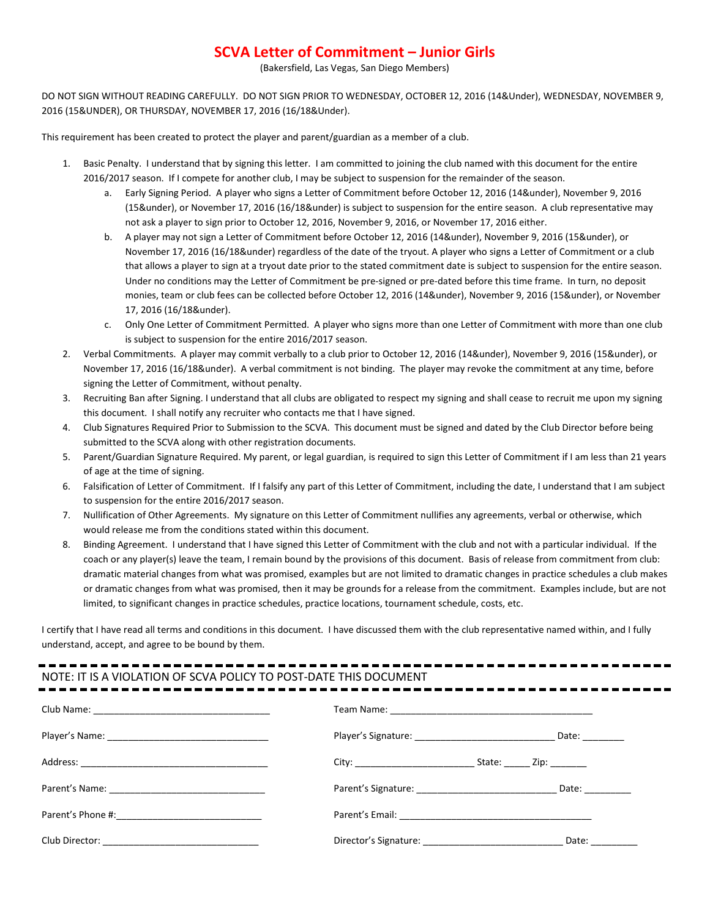# SCVA Letter of Commitment – Junior Girls

(Bakersfield, Las Vegas, San Diego Members)

DO NOT SIGN WITHOUT READING CAREFULLY. DO NOT SIGN PRIOR TO WEDNESDAY, OCTOBER 12, 2016 (14&Under), WEDNESDAY, NOVEMBER 9, 2016 (15&UNDER), OR THURSDAY, NOVEMBER 17, 2016 (16/18&Under).

This requirement has been created to protect the player and parent/guardian as a member of a club.

1. Basic Penalty. I understand that by signing this letter. I am committed to joining the club named with this document for the entire 2016/2017 season. If I compete for another club, I may be subject to suspension for the remainder of the season.
   a. Early Signing Period. A player who signs a Letter of Commitment before October 12, 2016 (14&under), November 9, 2016 (15&under), or November 17, 2016 (16/18&under) is subject to suspension for the entire season. A club representative may not ask a player to sign prior to October 12, 2016, November 9, 2016, or November 17, 2016 either.
   b. A player may not sign a Letter of Commitment before October 12, 2016 (14&under), November 9, 2016 (15&under), or November 17, 2016 (16/18&under) regardless of the date of the tryout. A player who signs a Letter of Commitment or a club that allows a player to sign at a tryout date prior to the stated commitment date is subject to suspension for the entire season. Under no conditions may the Letter of Commitment be pre-signed or pre-dated before this time frame. In turn, no deposit monies, team or club fees can be collected before October 12, 2016 (14&under), November 9, 2016 (15&under), or November 17, 2016 (16/18&under).
   c. Only One Letter of Commitment Permitted. A player who signs more than one Letter of Commitment with more than one club is subject to suspension for the entire 2016/2017 season.
2. Verbal Commitments. A player may commit verbally to a club prior to October 12, 2016 (14&under), November 9, 2016 (15&under), or November 17, 2016 (16/18&under). A verbal commitment is not binding. The player may revoke the commitment at any time, before signing the Letter of Commitment, without penalty.
3. Recruiting Ban after Signing. I understand that all clubs are obligated to respect my signing and shall cease to recruit me upon my signing this document. I shall notify any recruiter who contacts me that I have signed.
4. Club Signatures Required Prior to Submission to the SCVA. This document must be signed and dated by the Club Director before being submitted to the SCVA along with other registration documents.
5. Parent/Guardian Signature Required. My parent, or legal guardian, is required to sign this Letter of Commitment if I am less than 21 years of age at the time of signing.
6. Falsification of Letter of Commitment. If I falsify any part of this Letter of Commitment, including the date, I understand that I am subject to suspension for the entire 2016/2017 season.
7. Nullification of Other Agreements. My signature on this Letter of Commitment nullifies any agreements, verbal or otherwise, which would release me from the conditions stated within this document.
8. Binding Agreement. I understand that I have signed this Letter of Commitment with the club and not with a particular individual. If the coach or any player(s) leave the team, I remain bound by the provisions of this document. Basis of release from commitment from club: dramatic material changes from what was promised, examples but are not limited to dramatic changes in practice schedules a club makes or dramatic changes from what was promised, then it may be grounds for a release from the commitment. Examples include, but are not limited, to significant changes in practice schedules, practice locations, tournament schedule, costs, etc.

I certify that I have read all terms and conditions in this document. I have discussed them with the club representative named within, and I fully understand, accept, and agree to be bound by them.

NOTE: IT IS A VIOLATION OF SCVA POLICY TO POST-DATE THIS DOCUMENT

Club Name: ______________________________ Team Name: ______________________________

Player's Name: ______________________________ Player's Signature: ______________________ Date: ________

Address: ______________________________ City: ____________________ State: _____ Zip: _______

Parent's Name: ______________________________ Parent's Signature: ______________________ Date: ________

Parent's Phone #: ______________________________ Parent's Email: ______________________________

Club Director: ______________________________ Director's Signature: ______________________ Date: ________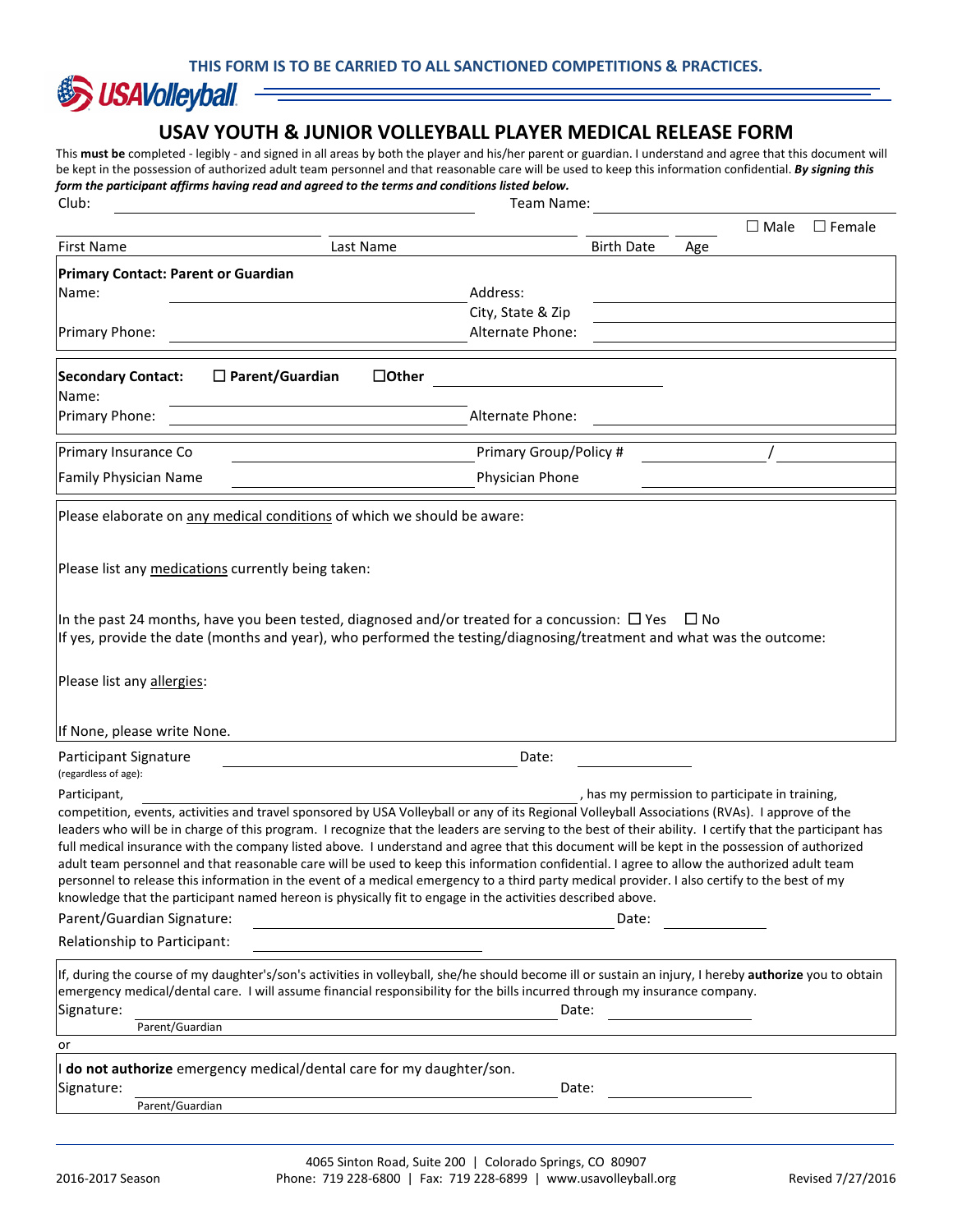**THIS FORM IS TO BE CARRIED TO ALL SANCTIONED COMPETITIONS & PRACTICES.**

USAVolleyball

# USAV YOUTH & JUNIOR VOLLEYBALL PLAYER MEDICAL RELEASE FORM

This **must be** completed - legibly - and signed in all areas by both the player and his/her parent or guardian. I understand and agree that this document will be kept in the possession of authorized adult team personnel and that reasonable care will be used to keep this information confidential. ***By signing this form the participant affirms having read and agreed to the terms and conditions listed below.***

Club: ______________________ Team Name: ______________________

______________ ______________ ______________ ______ ☐ Male ☐ Female

First Name Last Name Birth Date Age

**Primary Contact: Parent or Guardian**

Name: ______________________ Address: ______________________

City, State & Zip ______________________

Primary Phone: ______________________ Alternate Phone: ______________________

**Secondary Contact:** ☐ **Parent/Guardian** ☐**Other** ______________________

Name: ______________________

Primary Phone: ______________________ Alternate Phone: ______________________

Primary Insurance Co ______________________ Primary Group/Policy # ____________ / ____________

Family Physician Name ______________________ Physician Phone ______________________

Please elaborate on any medical conditions of which we should be aware:

Please list any medications currently being taken:

In the past 24 months, have you been tested, diagnosed and/or treated for a concussion: ☐ Yes ☐ No

If yes, provide the date (months and year), who performed the testing/diagnosing/treatment and what was the outcome:

Please list any allergies:

If None, please write None.

Participant Signature (regardless of age): ______________________ Date: ____________

Participant, ______________________, has my permission to participate in training, competition, events, activities and travel sponsored by USA Volleyball or any of its Regional Volleyball Associations (RVAs). I approve of the leaders who will be in charge of this program. I recognize that the leaders are serving to the best of their ability. I certify that the participant has full medical insurance with the company listed above. I understand and agree that this document will be kept in the possession of authorized adult team personnel and that reasonable care will be used to keep this information confidential. I agree to allow the authorized adult team personnel to release this information in the event of a medical emergency to a third party medical provider. I also certify to the best of my knowledge that the participant named hereon is physically fit to engage in the activities described above.

Parent/Guardian Signature: ______________________ Date: ____________

Relationship to Participant: ______________________

If, during the course of my daughter's/son's activities in volleyball, she/he should become ill or sustain an injury, I hereby **authorize** you to obtain emergency medical/dental care. I will assume financial responsibility for the bills incurred through my insurance company.

Signature: ______________________ Date: ____________
Parent/Guardian

or

I **do not authorize** emergency medical/dental care for my daughter/son.

Signature: ______________________ Date: ____________
Parent/Guardian

2016-2017 Season

4065 Sinton Road, Suite 200 | Colorado Springs, CO 80907
Phone: 719 228-6800 | Fax: 719 228-6899 | www.usavolleyball.org

Revised 7/27/2016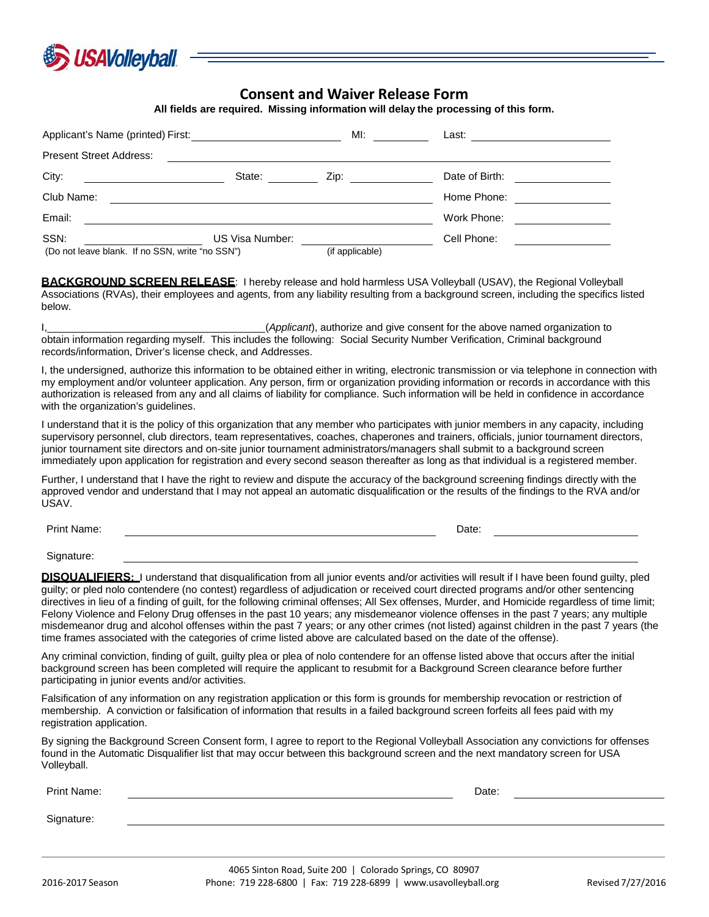USAVolleyball

# Consent and Waiver Release Form

**All fields are required. Missing information will delay the processing of this form.**

Applicant's Name (printed) First: ______________________ MI: ________ Last: ______________________

Present Street Address: ______________________________________________

City: ______________ State: ________ Zip: ____________ Date of Birth: ______________

Club Name: ______________________________________ Home Phone: ______________

Email: ______________________________________ Work Phone: ______________

SSN: ______________ US Visa Number: ______________ Cell Phone: ______________
(Do not leave blank. If no SSN, write "no SSN") (if applicable)

**BACKGROUND SCREEN RELEASE**: I hereby release and hold harmless USA Volleyball (USAV), the Regional Volleyball Associations (RVAs), their employees and agents, from any liability resulting from a background screen, including the specifics listed below.

I, ______________________________(*Applicant*), authorize and give consent for the above named organization to obtain information regarding myself. This includes the following: Social Security Number Verification, Criminal background records/information, Driver's license check, and Addresses.

I, the undersigned, authorize this information to be obtained either in writing, electronic transmission or via telephone in connection with my employment and/or volunteer application. Any person, firm or organization providing information or records in accordance with this authorization is released from any and all claims of liability for compliance. Such information will be held in confidence in accordance with the organization's guidelines.

I understand that it is the policy of this organization that any member who participates with junior members in any capacity, including supervisory personnel, club directors, team representatives, coaches, chaperones and trainers, officials, junior tournament directors, junior tournament site directors and on-site junior tournament administrators/managers shall submit to a background screen immediately upon application for registration and every second season thereafter as long as that individual is a registered member.

Further, I understand that I have the right to review and dispute the accuracy of the background screening findings directly with the approved vendor and understand that I may not appeal an automatic disqualification or the results of the findings to the RVA and/or USAV.

Print Name: ______________________________ Date: ______________

Signature: ______________________________

**DISQUALIFIERS:** I understand that disqualification from all junior events and/or activities will result if I have been found guilty, pled guilty; or pled nolo contendere (no contest) regardless of adjudication or received court directed programs and/or other sentencing directives in lieu of a finding of guilt, for the following criminal offenses; All Sex offenses, Murder, and Homicide regardless of time limit; Felony Violence and Felony Drug offenses in the past 10 years; any misdemeanor violence offenses in the past 7 years; any multiple misdemeanor drug and alcohol offenses within the past 7 years; or any other crimes (not listed) against children in the past 7 years (the time frames associated with the categories of crime listed above are calculated based on the date of the offense).

Any criminal conviction, finding of guilt, guilty plea or plea of nolo contendere for an offense listed above that occurs after the initial background screen has been completed will require the applicant to resubmit for a Background Screen clearance before further participating in junior events and/or activities.

Falsification of any information on any registration application or this form is grounds for membership revocation or restriction of membership. A conviction or falsification of information that results in a failed background screen forfeits all fees paid with my registration application.

By signing the Background Screen Consent form, I agree to report to the Regional Volleyball Association any convictions for offenses found in the Automatic Disqualifier list that may occur between this background screen and the next mandatory screen for USA Volleyball.

Print Name: ______________________________ Date: ______________

Signature: ______________________________

4065 Sinton Road, Suite 200 | Colorado Springs, CO 80907

2016-2017 Season Phone: 719 228-6800 | Fax: 719 228-6899 | www.usavolleyball.org Revised 7/27/2016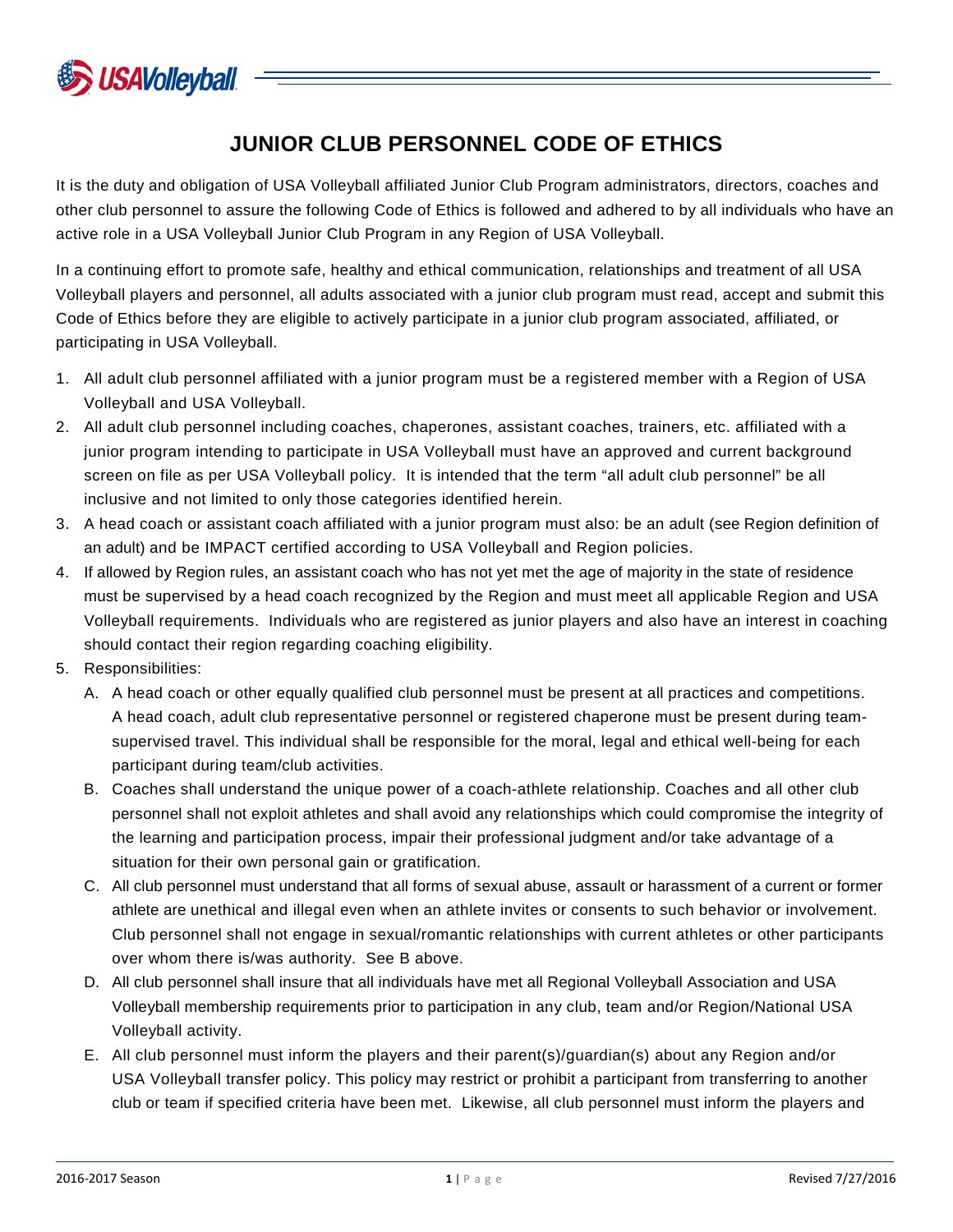# JUNIOR CLUB PERSONNEL CODE OF ETHICS

It is the duty and obligation of USA Volleyball affiliated Junior Club Program administrators, directors, coaches and other club personnel to assure the following Code of Ethics is followed and adhered to by all individuals who have an active role in a USA Volleyball Junior Club Program in any Region of USA Volleyball.

In a continuing effort to promote safe, healthy and ethical communication, relationships and treatment of all USA Volleyball players and personnel, all adults associated with a junior club program must read, accept and submit this Code of Ethics before they are eligible to actively participate in a junior club program associated, affiliated, or participating in USA Volleyball.

1. All adult club personnel affiliated with a junior program must be a registered member with a Region of USA Volleyball and USA Volleyball.
2. All adult club personnel including coaches, chaperones, assistant coaches, trainers, etc. affiliated with a junior program intending to participate in USA Volleyball must have an approved and current background screen on file as per USA Volleyball policy. It is intended that the term "all adult club personnel" be all inclusive and not limited to only those categories identified herein.
3. A head coach or assistant coach affiliated with a junior program must also: be an adult (see Region definition of an adult) and be IMPACT certified according to USA Volleyball and Region policies.
4. If allowed by Region rules, an assistant coach who has not yet met the age of majority in the state of residence must be supervised by a head coach recognized by the Region and must meet all applicable Region and USA Volleyball requirements. Individuals who are registered as junior players and also have an interest in coaching should contact their region regarding coaching eligibility.
5. Responsibilities:
   A. A head coach or other equally qualified club personnel must be present at all practices and competitions. A head coach, adult club representative personnel or registered chaperone must be present during team-supervised travel. This individual shall be responsible for the moral, legal and ethical well-being for each participant during team/club activities.
   B. Coaches shall understand the unique power of a coach-athlete relationship. Coaches and all other club personnel shall not exploit athletes and shall avoid any relationships which could compromise the integrity of the learning and participation process, impair their professional judgment and/or take advantage of a situation for their own personal gain or gratification.
   C. All club personnel must understand that all forms of sexual abuse, assault or harassment of a current or former athlete are unethical and illegal even when an athlete invites or consents to such behavior or involvement. Club personnel shall not engage in sexual/romantic relationships with current athletes or other participants over whom there is/was authority. See B above.
   D. All club personnel shall insure that all individuals have met all Regional Volleyball Association and USA Volleyball membership requirements prior to participation in any club, team and/or Region/National USA Volleyball activity.
   E. All club personnel must inform the players and their parent(s)/guardian(s) about any Region and/or USA Volleyball transfer policy. This policy may restrict or prohibit a participant from transferring to another club or team if specified criteria have been met. Likewise, all club personnel must inform the players and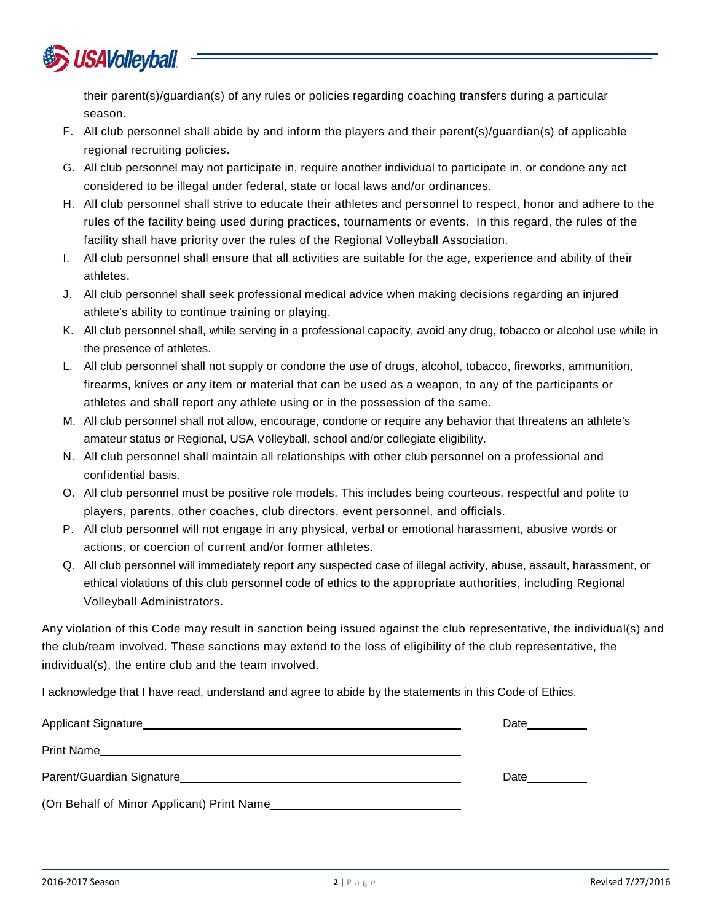their parent(s)/guardian(s) of any rules or policies regarding coaching transfers during a particular season.

F. All club personnel shall abide by and inform the players and their parent(s)/guardian(s) of applicable regional recruiting policies.

G. All club personnel may not participate in, require another individual to participate in, or condone any act considered to be illegal under federal, state or local laws and/or ordinances.

H. All club personnel shall strive to educate their athletes and personnel to respect, honor and adhere to the rules of the facility being used during practices, tournaments or events. In this regard, the rules of the facility shall have priority over the rules of the Regional Volleyball Association.

I. All club personnel shall ensure that all activities are suitable for the age, experience and ability of their athletes.

J. All club personnel shall seek professional medical advice when making decisions regarding an injured athlete's ability to continue training or playing.

K. All club personnel shall, while serving in a professional capacity, avoid any drug, tobacco or alcohol use while in the presence of athletes.

L. All club personnel shall not supply or condone the use of drugs, alcohol, tobacco, fireworks, ammunition, firearms, knives or any item or material that can be used as a weapon, to any of the participants or athletes and shall report any athlete using or in the possession of the same.

M. All club personnel shall not allow, encourage, condone or require any behavior that threatens an athlete's amateur status or Regional, USA Volleyball, school and/or collegiate eligibility.

N. All club personnel shall maintain all relationships with other club personnel on a professional and confidential basis.

O. All club personnel must be positive role models. This includes being courteous, respectful and polite to players, parents, other coaches, club directors, event personnel, and officials.

P. All club personnel will not engage in any physical, verbal or emotional harassment, abusive words or actions, or coercion of current and/or former athletes.

Q. All club personnel will immediately report any suspected case of illegal activity, abuse, assault, harassment, or ethical violations of this club personnel code of ethics to the appropriate authorities, including Regional Volleyball Administrators.

Any violation of this Code may result in sanction being issued against the club representative, the individual(s) and the club/team involved. These sanctions may extend to the loss of eligibility of the club representative, the individual(s), the entire club and the team involved.

I acknowledge that I have read, understand and agree to abide by the statements in this Code of Ethics.

Applicant Signature______________________________________________ Date__________

Print Name______________________________________________

Parent/Guardian Signature______________________________________________ Date__________

(On Behalf of Minor Applicant) Print Name______________________________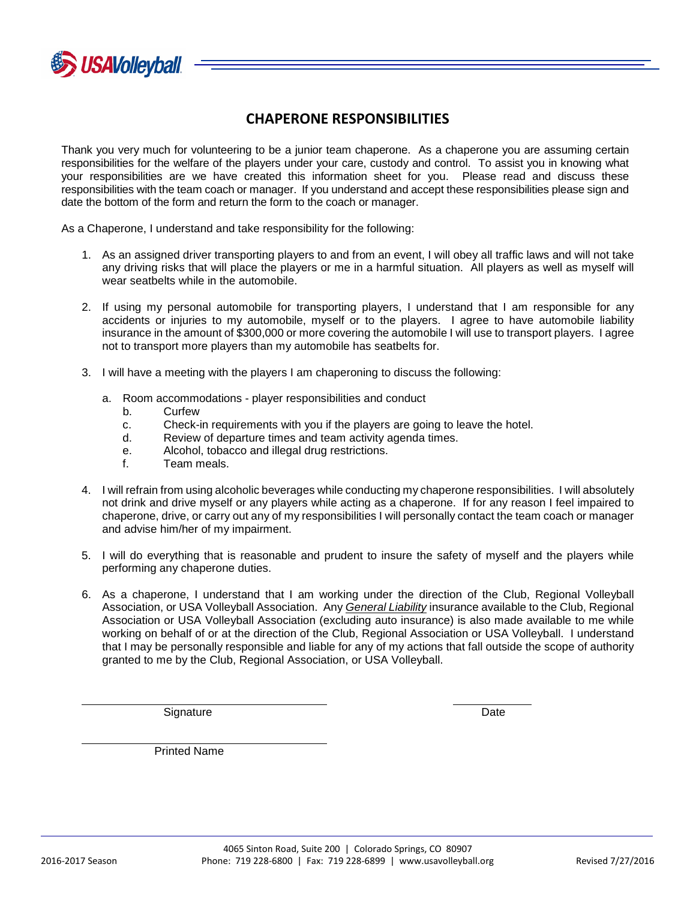# CHAPERONE RESPONSIBILITIES

Thank you very much for volunteering to be a junior team chaperone. As a chaperone you are assuming certain responsibilities for the welfare of the players under your care, custody and control. To assist you in knowing what your responsibilities are we have created this information sheet for you. Please read and discuss these responsibilities with the team coach or manager. If you understand and accept these responsibilities please sign and date the bottom of the form and return the form to the coach or manager.

As a Chaperone, I understand and take responsibility for the following:

1. As an assigned driver transporting players to and from an event, I will obey all traffic laws and will not take any driving risks that will place the players or me in a harmful situation. All players as well as myself will wear seatbelts while in the automobile.

2. If using my personal automobile for transporting players, I understand that I am responsible for any accidents or injuries to my automobile, myself or to the players. I agree to have automobile liability insurance in the amount of $300,000 or more covering the automobile I will use to transport players. I agree not to transport more players than my automobile has seatbelts for.

3. I will have a meeting with the players I am chaperoning to discuss the following:

   a. Room accommodations - player responsibilities and conduct
   b. Curfew
   c. Check-in requirements with you if the players are going to leave the hotel.
   d. Review of departure times and team activity agenda times.
   e. Alcohol, tobacco and illegal drug restrictions.
   f. Team meals.

4. I will refrain from using alcoholic beverages while conducting my chaperone responsibilities. I will absolutely not drink and drive myself or any players while acting as a chaperone. If for any reason I feel impaired to chaperone, drive, or carry out any of my responsibilities I will personally contact the team coach or manager and advise him/her of my impairment.

5. I will do everything that is reasonable and prudent to insure the safety of myself and the players while performing any chaperone duties.

6. As a chaperone, I understand that I am working under the direction of the Club, Regional Volleyball Association, or USA Volleyball Association. Any *General Liability* insurance available to the Club, Regional Association or USA Volleyball Association (excluding auto insurance) is also made available to me while working on behalf of or at the direction of the Club, Regional Association or USA Volleyball. I understand that I may be personally responsible and liable for any of my actions that fall outside the scope of authority granted to me by the Club, Regional Association, or USA Volleyball.

______________________________ Signature ______________ Date

______________________________ Printed Name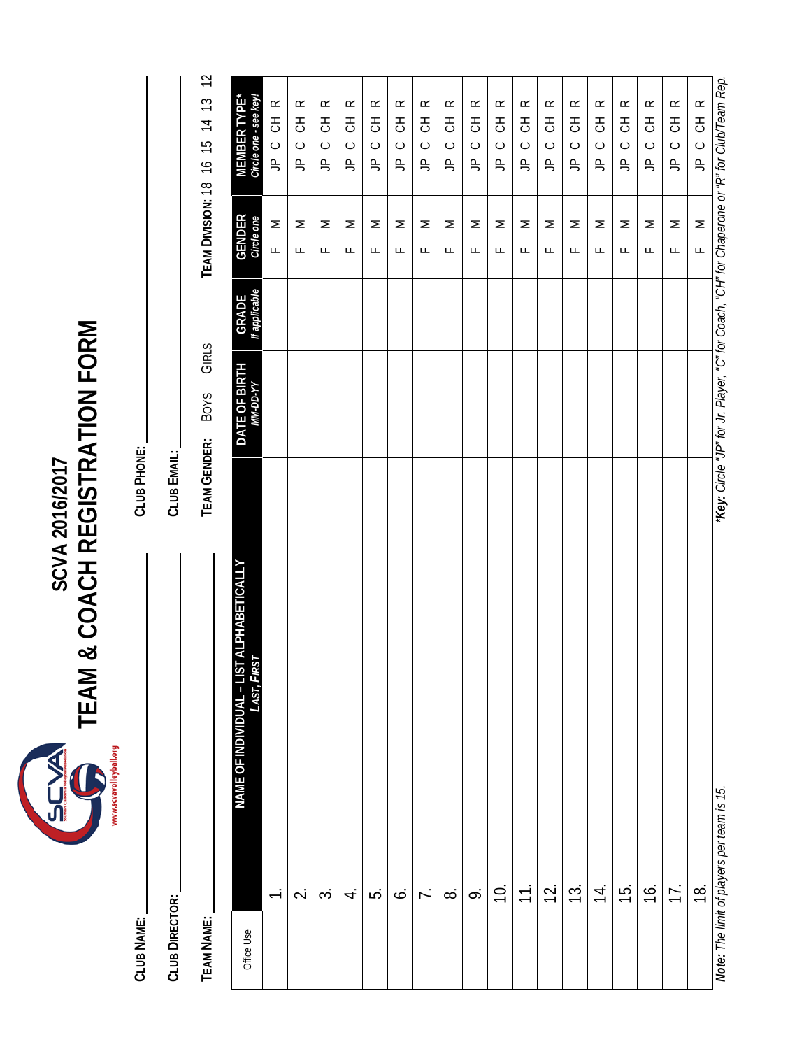# SCVA 2016/2017
# TEAM & COACH REGISTRATION FORM

www.scvavolleyball.org

**CLUB NAME:** ____________________ **CLUB PHONE:** ____________________

**CLUB DIRECTOR:** ____________________ **CLUB EMAIL:** ____________________

**TEAM NAME:** ____________________ **TEAM GENDER:** BOYS GIRLS **TEAM DIVISION:** 18 16 15 14 13 12

| Office Use | NAME OF INDIVIDUAL – LIST ALPHABETICALLY *LAST, FIRST* | DATE OF BIRTH *MM-DD-YY* | GRADE *If applicable* | GENDER *Circle one* | MEMBER TYPE* *Circle one - see key!* |
|---|---|---|---|---|---|
| | 1. | | | F M | JP C CH R |
| | 2. | | | F M | JP C CH R |
| | 3. | | | F M | JP C CH R |
| | 4. | | | F M | JP C CH R |
| | 5. | | | F M | JP C CH R |
| | 6. | | | F M | JP C CH R |
| | 7. | | | F M | JP C CH R |
| | 8. | | | F M | JP C CH R |
| | 9. | | | F M | JP C CH R |
| | 10. | | | F M | JP C CH R |
| | 11. | | | F M | JP C CH R |
| | 12. | | | F M | JP C CH R |
| | 13. | | | F M | JP C CH R |
| | 14. | | | F M | JP C CH R |
| | 15. | | | F M | JP C CH R |
| | 16. | | | F M | JP C CH R |
| | 17. | | | F M | JP C CH R |
| | 18. | | | F M | JP C CH R |

***Note:*** *The limit of players per team is 15.*

***Key:*** *Circle "JP" for Jr. Player, "C" for Coach, "CH" for Chaperone or "R" for Club/Team Rep.*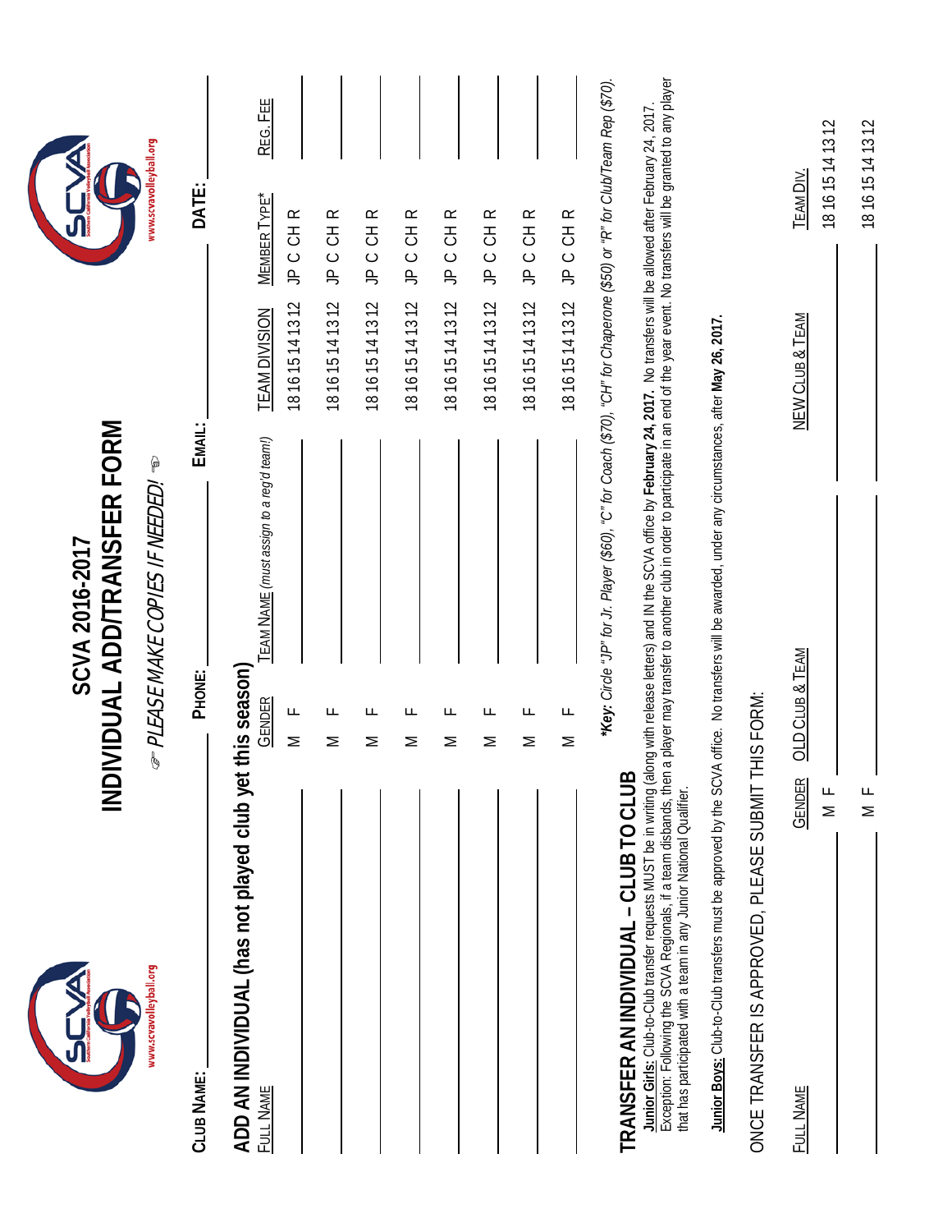# SCVA 2016-2017
# INDIVIDUAL ADD/TRANSFER FORM

☞ *PLEASE MAKE COPIES IF NEEDED!* ☜

www.scvavolleyball.org

**CLUB NAME:** ________ **PHONE:** ________ **EMAIL:** ________ **DATE:** ________

## ADD AN INDIVIDUAL (has not played club yet this season)

| FULL NAME | GENDER | TEAM NAME *(must assign to a reg'd team!)* | TEAM DIVISION | MEMBER TYPE* | REG. FEE |
|---|---|---|---|---|---|
| | M F | | 18 16 15 14 13 12 | JP C CH R | |
| | M F | | 18 16 15 14 13 12 | JP C CH R | |
| | M F | | 18 16 15 14 13 12 | JP C CH R | |
| | M F | | 18 16 15 14 13 12 | JP C CH R | |
| | M F | | 18 16 15 14 13 12 | JP C CH R | |
| | M F | | 18 16 15 14 13 12 | JP C CH R | |
| | M F | | 18 16 15 14 13 12 | JP C CH R | |
| | M F | | 18 16 15 14 13 12 | JP C CH R | |

***Key:** *Circle "JP" for Jr. Player ($60), "C" for Coach ($70), "CH" for Chaperone ($50) or "R" for Club/Team Rep ($70).*

## TRANSFER AN INDIVIDUAL – CLUB TO CLUB

**Junior Girls:** Club-to-Club transfer requests MUST be in writing (along with release letters) and IN the SCVA office by **February 24, 2017.** No transfers will be allowed after February 24, 2017. Exception: Following the SCVA Regionals, if a team disbands, then a player may transfer to another club in order to participate in an end of the year event. No transfers will be granted to any player that has participated with a team in any Junior National Qualifier.

**Junior Boys:** Club-to-Club transfers must be approved by the SCVA office. No transfers will be awarded, under any circumstances, after **May 26, 2017.**

ONCE TRANSFER IS APPROVED, PLEASE SUBMIT THIS FORM:

| FULL NAME | GENDER | OLD CLUB & TEAM | NEW CLUB & TEAM | TEAM DIV. |
|---|---|---|---|---|
| | M F | | | 18 16 15 14 13 12 |
| | M F | | | 18 16 15 14 13 12 |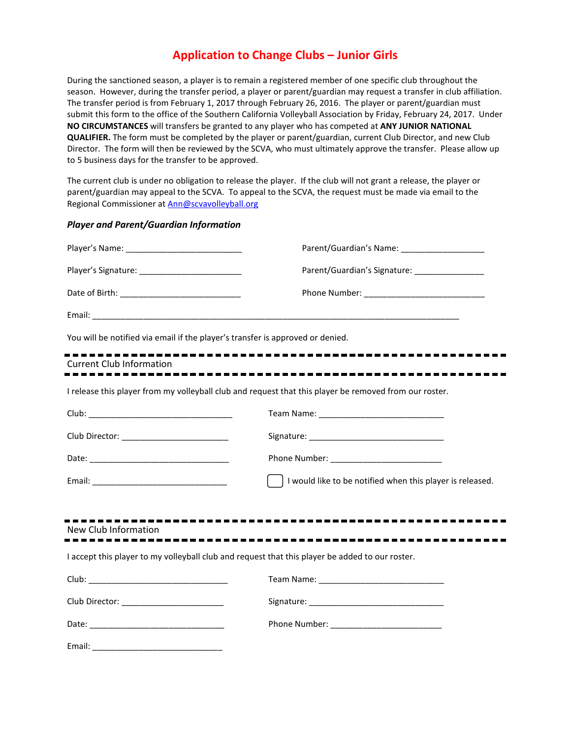# Application to Change Clubs – Junior Girls

During the sanctioned season, a player is to remain a registered member of one specific club throughout the season. However, during the transfer period, a player or parent/guardian may request a transfer in club affiliation. The transfer period is from February 1, 2017 through February 26, 2016. The player or parent/guardian must submit this form to the office of the Southern California Volleyball Association by Friday, February 24, 2017. Under **NO CIRCUMSTANCES** will transfers be granted to any player who has competed at **ANY JUNIOR NATIONAL QUALIFIER.** The form must be completed by the player or parent/guardian, current Club Director, and new Club Director. The form will then be reviewed by the SCVA, who must ultimately approve the transfer. Please allow up to 5 business days for the transfer to be approved.

The current club is under no obligation to release the player. If the club will not grant a release, the player or parent/guardian may appeal to the SCVA. To appeal to the SCVA, the request must be made via email to the Regional Commissioner at Ann@scvavolleyball.org

***Player and Parent/Guardian Information***

Player's Name: _________________________

Parent/Guardian's Name: __________________

Player's Signature: ______________________

Parent/Guardian's Signature: _______________

Date of Birth: __________________________

Phone Number: __________________________

Email: _______________________________________________________________________________

You will be notified via email if the player's transfer is approved or denied.

---

## Current Club Information

---

I release this player from my volleyball club and request that this player be removed from our roster.

Club: _______________________________

Team Name: ___________________________

Club Director: _______________________

Signature: _____________________________

Date: _______________________________

Phone Number: ________________________

Email: _____________________________

☐ I would like to be notified when this player is released.

---

## New Club Information

---

I accept this player to my volleyball club and request that this player be added to our roster.

Club: ______________________________

Team Name: ___________________________

Club Director: ______________________

Signature: _____________________________

Date: ______________________________

Phone Number: ________________________

Email: ____________________________